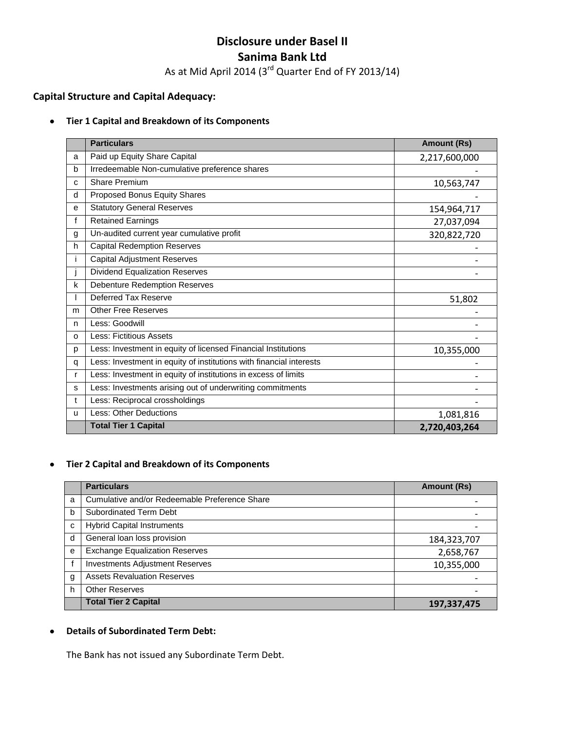# Disclosure under Basel II

## Sanima Bank Ltd

As at Mid April 2014 (3rd Quarter End of FY 2013/14)

### Capital Structure and Capital Adequacy:

- **Tier 1 Capital and Breakdown of its Components**

| | Particulars | Amount (Rs) |
|---|---|---|
| a | Paid up Equity Share Capital | 2,217,600,000 |
| b | Irredeemable Non-cumulative preference shares | - |
| c | Share Premium | 10,563,747 |
| d | Proposed Bonus Equity Shares | - |
| e | Statutory General Reserves | 154,964,717 |
| f | Retained Earnings | 27,037,094 |
| g | Un-audited current year cumulative profit | 320,822,720 |
| h | Capital Redemption Reserves | - |
| i | Capital Adjustment Reserves | - |
| j | Dividend Equalization Reserves | - |
| k | Debenture Redemption Reserves | |
| l | Deferred Tax Reserve | 51,802 |
| m | Other Free Reserves | - |
| n | Less: Goodwill | - |
| o | Less: Fictitious Assets | - |
| p | Less: Investment in equity of licensed Financial Institutions | 10,355,000 |
| q | Less: Investment in equity of institutions with financial interests | - |
| r | Less: Investment in equity of institutions in excess of limits | - |
| s | Less: Investments arising out of underwriting commitments | - |
| t | Less: Reciprocal crossholdings | - |
| u | Less: Other Deductions | 1,081,816 |
| | **Total Tier 1 Capital** | **2,720,403,264** |

- **Tier 2 Capital and Breakdown of its Components**

| | Particulars | Amount (Rs) |
|---|---|---|
| a | Cumulative and/or Redeemable Preference Share | - |
| b | Subordinated Term Debt | - |
| c | Hybrid Capital Instruments | - |
| d | General loan loss provision | 184,323,707 |
| e | Exchange Equalization Reserves | 2,658,767 |
| f | Investments Adjustment Reserves | 10,355,000 |
| g | Assets Revaluation Reserves | - |
| h | Other Reserves | - |
| | **Total Tier 2 Capital** | **197,337,475** |

- **Details of Subordinated Term Debt:**

The Bank has not issued any Subordinate Term Debt.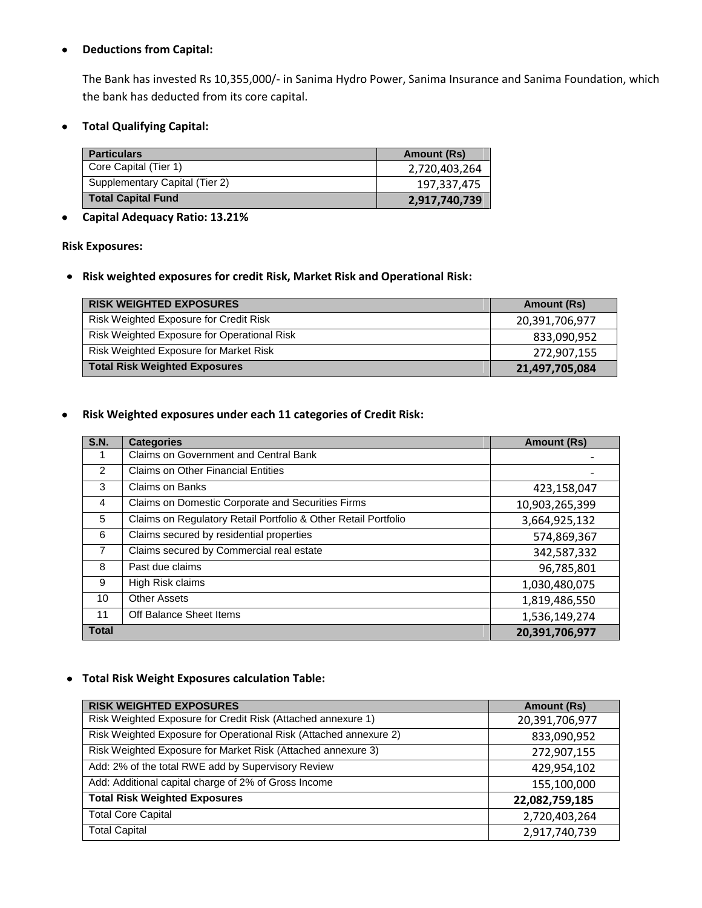- **Deductions from Capital:**

  The Bank has invested Rs 10,355,000/- in Sanima Hydro Power, Sanima Insurance and Sanima Foundation, which the bank has deducted from its core capital.

- **Total Qualifying Capital:**

| Particulars | Amount (Rs) |
|---|---|
| Core Capital (Tier 1) | 2,720,403,264 |
| Supplementary Capital (Tier 2) | 197,337,475 |
| **Total Capital Fund** | **2,917,740,739** |

- **Capital Adequacy Ratio: 13.21%**

**Risk Exposures:**

- **Risk weighted exposures for credit Risk, Market Risk and Operational Risk:**

| RISK WEIGHTED EXPOSURES | Amount (Rs) |
|---|---|
| Risk Weighted Exposure for Credit Risk | 20,391,706,977 |
| Risk Weighted Exposure for Operational Risk | 833,090,952 |
| Risk Weighted Exposure for Market Risk | 272,907,155 |
| **Total Risk Weighted Exposures** | **21,497,705,084** |

- **Risk Weighted exposures under each 11 categories of Credit Risk:**

| S.N. | Categories | Amount (Rs) |
|---|---|---|
| 1 | Claims on Government and Central Bank | - |
| 2 | Claims on Other Financial Entities | - |
| 3 | Claims on Banks | 423,158,047 |
| 4 | Claims on Domestic Corporate and Securities Firms | 10,903,265,399 |
| 5 | Claims on Regulatory Retail Portfolio & Other Retail Portfolio | 3,664,925,132 |
| 6 | Claims secured by residential properties | 574,869,367 |
| 7 | Claims secured by Commercial real estate | 342,587,332 |
| 8 | Past due claims | 96,785,801 |
| 9 | High Risk claims | 1,030,480,075 |
| 10 | Other Assets | 1,819,486,550 |
| 11 | Off Balance Sheet Items | 1,536,149,274 |
| **Total** | | **20,391,706,977** |

- **Total Risk Weight Exposures calculation Table:**

| RISK WEIGHTED EXPOSURES | Amount (Rs) |
|---|---|
| Risk Weighted Exposure for Credit Risk (Attached annexure 1) | 20,391,706,977 |
| Risk Weighted Exposure for Operational Risk (Attached annexure 2) | 833,090,952 |
| Risk Weighted Exposure for Market Risk (Attached annexure 3) | 272,907,155 |
| Add: 2% of the total RWE add by Supervisory Review | 429,954,102 |
| Add: Additional capital charge of 2% of Gross Income | 155,100,000 |
| **Total Risk Weighted Exposures** | **22,082,759,185** |
| Total Core Capital | 2,720,403,264 |
| Total Capital | 2,917,740,739 |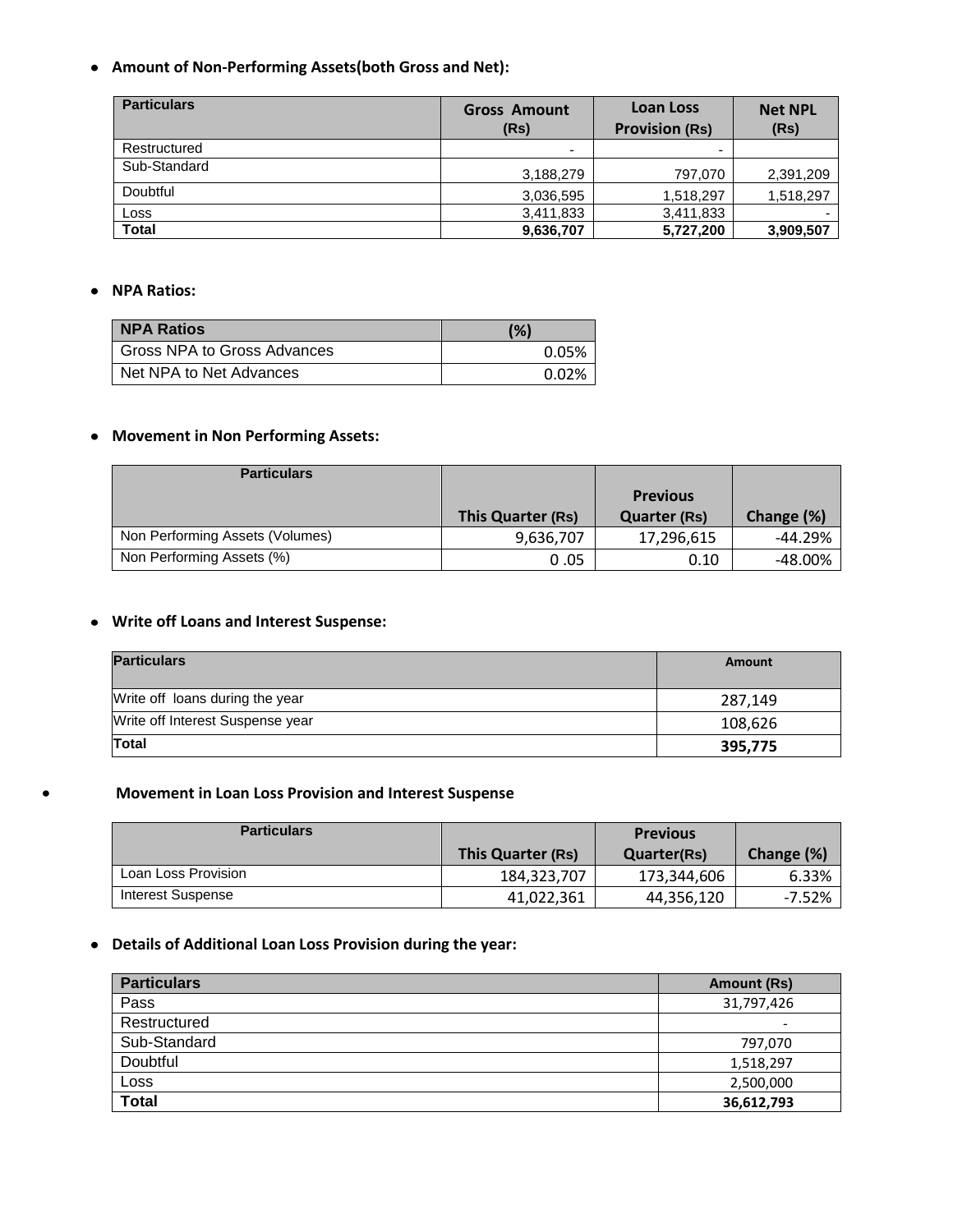- **Amount of Non-Performing Assets(both Gross and Net):**

| Particulars | Gross Amount (Rs) | Loan Loss Provision (Rs) | Net NPL (Rs) |
|---|---|---|---|
| Restructured | - | - | |
| Sub-Standard | 3,188,279 | 797,070 | 2,391,209 |
| Doubtful | 3,036,595 | 1,518,297 | 1,518,297 |
| Loss | 3,411,833 | 3,411,833 | - |
| **Total** | **9,636,707** | **5,727,200** | **3,909,507** |

- **NPA Ratios:**

| NPA Ratios | (%) |
|---|---|
| Gross NPA to Gross Advances | 0.05% |
| Net NPA to Net Advances | 0.02% |

- **Movement in Non Performing Assets:**

| Particulars | This Quarter (Rs) | Previous Quarter (Rs) | Change (%) |
|---|---|---|---|
| Non Performing Assets (Volumes) | 9,636,707 | 17,296,615 | -44.29% |
| Non Performing Assets (%) | 0 .05 | 0.10 | -48.00% |

- **Write off Loans and Interest Suspense:**

| Particulars | Amount |
|---|---|
| Write off loans during the year | 287,149 |
| Write off Interest Suspense year | 108,626 |
| **Total** | **395,775** |

- **Movement in Loan Loss Provision and Interest Suspense**

| Particulars | This Quarter (Rs) | Previous Quarter(Rs) | Change (%) |
|---|---|---|---|
| Loan Loss Provision | 184,323,707 | 173,344,606 | 6.33% |
| Interest Suspense | 41,022,361 | 44,356,120 | -7.52% |

- **Details of Additional Loan Loss Provision during the year:**

| Particulars | Amount (Rs) |
|---|---|
| Pass | 31,797,426 |
| Restructured | - |
| Sub-Standard | 797,070 |
| Doubtful | 1,518,297 |
| Loss | 2,500,000 |
| **Total** | **36,612,793** |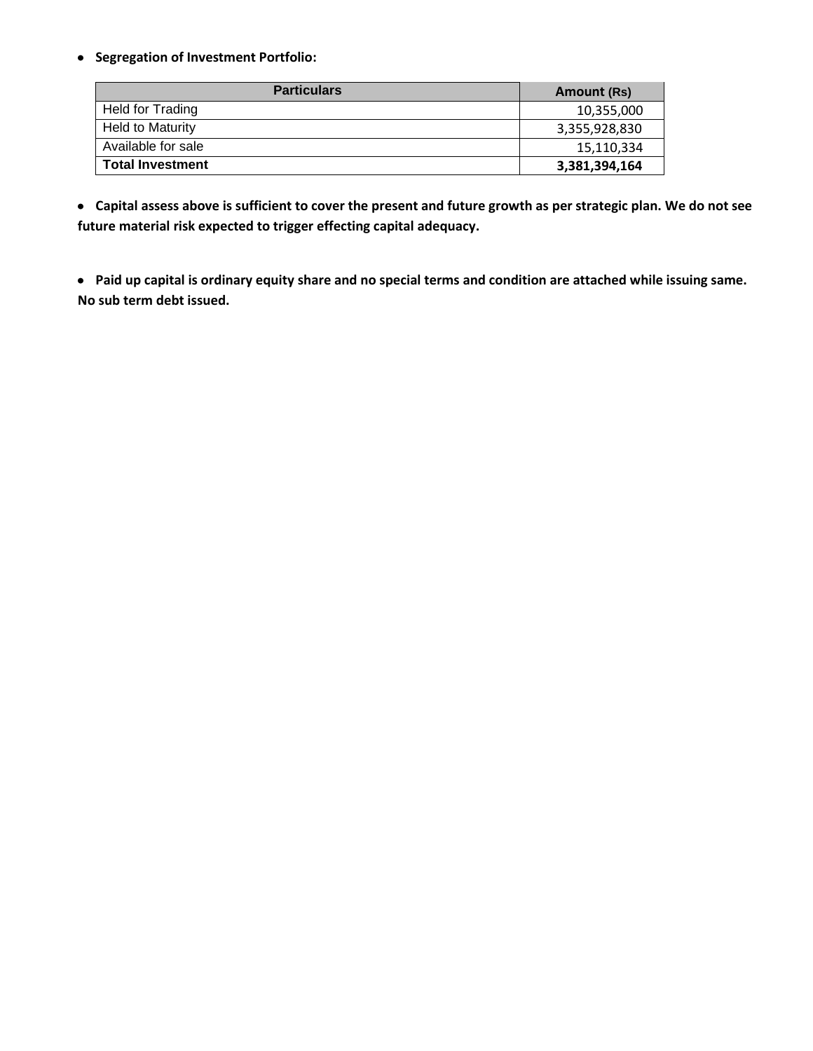- **Segregation of Investment Portfolio:**

| Particulars | Amount (Rs) |
|---|---|
| Held for Trading | 10,355,000 |
| Held to Maturity | 3,355,928,830 |
| Available for sale | 15,110,334 |
| **Total Investment** | **3,381,394,164** |

- **Capital assess above is sufficient to cover the present and future growth as per strategic plan. We do not see future material risk expected to trigger effecting capital adequacy.**

- **Paid up capital is ordinary equity share and no special terms and condition are attached while issuing same. No sub term debt issued.**